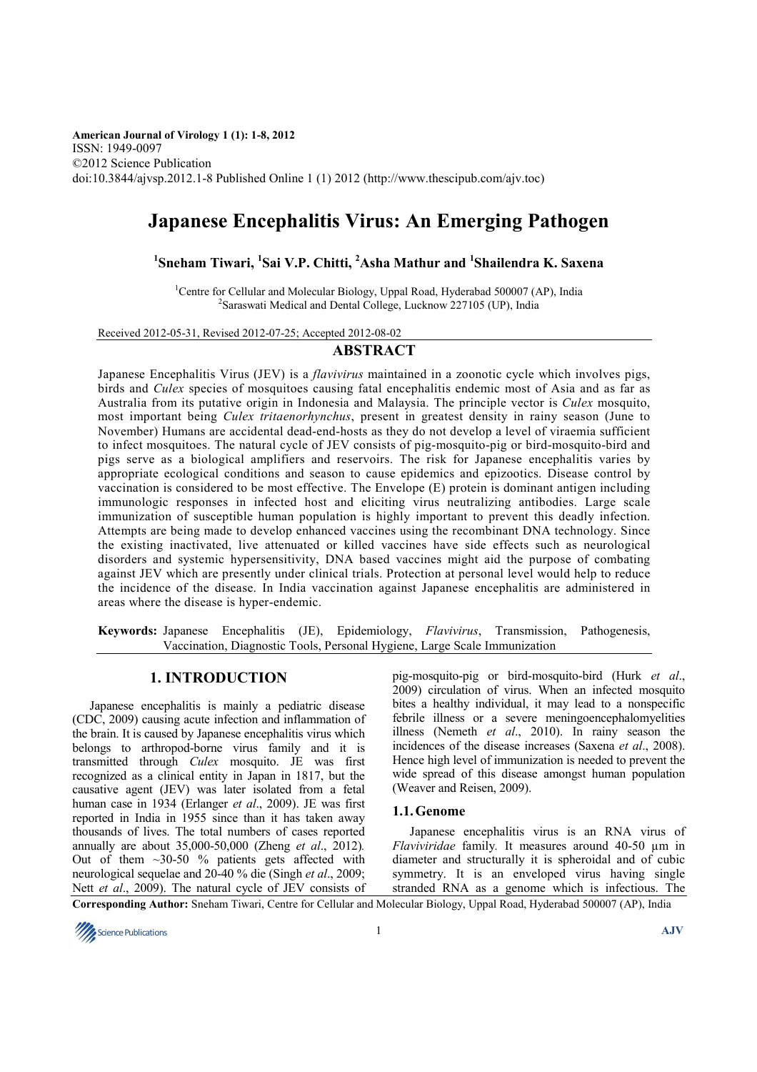American Journal of Virology 1 (1): 1-8, 2012
ISSN: 1949-0097
©2012 Science Publication
doi:10.3844/ajvsp.2012.1-8 Published Online 1 (1) 2012 (http://www.thescipub.com/ajv.toc)

# Japanese Encephalitis Virus: An Emerging Pathogen

[1]Sneham Tiwari, [1]Sai V.P. Chitti, [2]Asha Mathur and [1]Shailendra K. Saxena

[1]Centre for Cellular and Molecular Biology, Uppal Road, Hyderabad 500007 (AP), India
[2]Saraswati Medical and Dental College, Lucknow 227105 (UP), India

Received 2012-05-31, Revised 2012-07-25; Accepted 2012-08-02

## ABSTRACT

Japanese Encephalitis Virus (JEV) is a *flavivirus* maintained in a zoonotic cycle which involves pigs, birds and *Culex* species of mosquitoes causing fatal encephalitis endemic most of Asia and as far as Australia from its putative origin in Indonesia and Malaysia. The principle vector is *Culex* mosquito, most important being *Culex tritaenorhynchus*, present in greatest density in rainy season (June to November) Humans are accidental dead-end-hosts as they do not develop a level of viraemia sufficient to infect mosquitoes. The natural cycle of JEV consists of pig-mosquito-pig or bird-mosquito-bird and pigs serve as a biological amplifiers and reservoirs. The risk for Japanese encephalitis varies by appropriate ecological conditions and season to cause epidemics and epizootics. Disease control by vaccination is considered to be most effective. The Envelope (E) protein is dominant antigen including immunologic responses in infected host and eliciting virus neutralizing antibodies. Large scale immunization of susceptible human population is highly important to prevent this deadly infection. Attempts are being made to develop enhanced vaccines using the recombinant DNA technology. Since the existing inactivated, live attenuated or killed vaccines have side effects such as neurological disorders and systemic hypersensitivity, DNA based vaccines might aid the purpose of combating against JEV which are presently under clinical trials. Protection at personal level would help to reduce the incidence of the disease. In India vaccination against Japanese encephalitis are administered in areas where the disease is hyper-endemic.

**Keywords:** Japanese Encephalitis (JE), Epidemiology, *Flavivirus*, Transmission, Pathogenesis, Vaccination, Diagnostic Tools, Personal Hygiene, Large Scale Immunization

## 1. INTRODUCTION

Japanese encephalitis is mainly a pediatric disease (CDC, 2009) causing acute infection and inflammation of the brain. It is caused by Japanese encephalitis virus which belongs to arthropod-borne virus family and it is transmitted through *Culex* mosquito. JE was first recognized as a clinical entity in Japan in 1817, but the causative agent (JEV) was later isolated from a fetal human case in 1934 (Erlanger *et al*., 2009). JE was first reported in India in 1955 since than it has taken away thousands of lives. The total numbers of cases reported annually are about 35,000-50,000 (Zheng *et al*., 2012). Out of them ~30-50 % patients gets affected with neurological sequelae and 20-40 % die (Singh *et al*., 2009; Nett *et al*., 2009). The natural cycle of JEV consists of pig-mosquito-pig or bird-mosquito-bird (Hurk *et al*., 2009) circulation of virus. When an infected mosquito bites a healthy individual, it may lead to a nonspecific febrile illness or a severe meningoencephalomyelities illness (Nemeth *et al*., 2010). In rainy season the incidences of the disease increases (Saxena *et al*., 2008). Hence high level of immunization is needed to prevent the wide spread of this disease amongst human population (Weaver and Reisen, 2009).

### 1.1. Genome

Japanese encephalitis virus is an RNA virus of *Flaviviridae* family. It measures around 40-50 µm in diameter and structurally it is spheroidal and of cubic symmetry. It is an enveloped virus having single stranded RNA as a genome which is infectious. The

**Corresponding Author:** Sneham Tiwari, Centre for Cellular and Molecular Biology, Uppal Road, Hyderabad 500007 (AP), India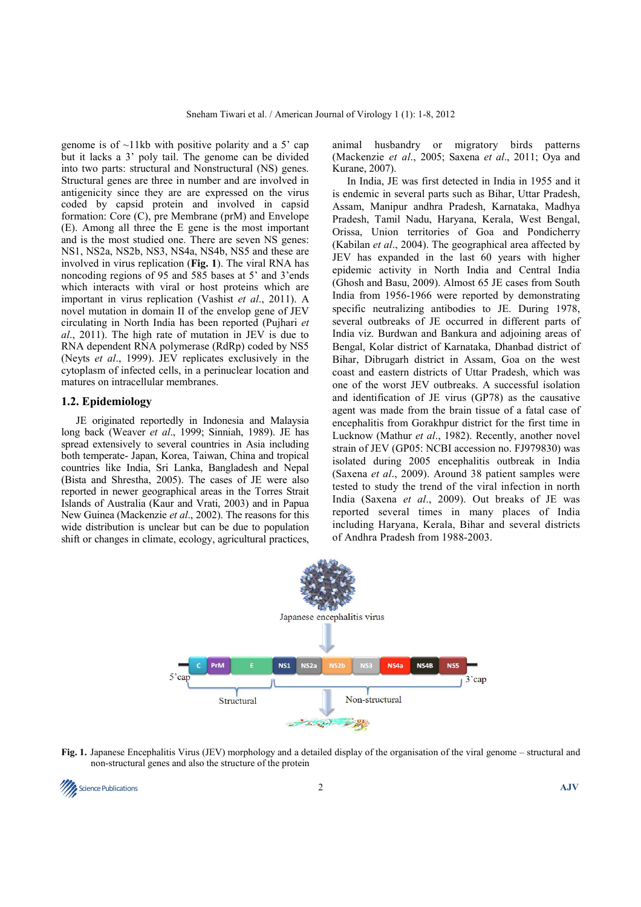genome is of ~11kb with positive polarity and a 5' cap but it lacks a 3' poly tail. The genome can be divided into two parts: structural and Nonstructural (NS) genes. Structural genes are three in number and are involved in antigenicity since they are are expressed on the virus coded by capsid protein and involved in capsid formation: Core (C), pre Membrane (prM) and Envelope (E). Among all three the E gene is the most important and is the most studied one. There are seven NS genes: NS1, NS2a, NS2b, NS3, NS4a, NS4b, NS5 and these are involved in virus replication (**Fig. 1**). The viral RNA has noncoding regions of 95 and 585 bases at 5' and 3'ends which interacts with viral or host proteins which are important in virus replication (Vashist *et al*., 2011). A novel mutation in domain II of the envelop gene of JEV circulating in North India has been reported (Pujhari *et al*., 2011). The high rate of mutation in JEV is due to RNA dependent RNA polymerase (RdRp) coded by NS5 (Neyts *et al*., 1999). JEV replicates exclusively in the cytoplasm of infected cells, in a perinuclear location and matures on intracellular membranes.

## 1.2. Epidemiology

JE originated reportedly in Indonesia and Malaysia long back (Weaver *et al*., 1999; Sinniah, 1989). JE has spread extensively to several countries in Asia including both temperate- Japan, Korea, Taiwan, China and tropical countries like India, Sri Lanka, Bangladesh and Nepal (Bista and Shrestha, 2005). The cases of JE were also reported in newer geographical areas in the Torres Strait Islands of Australia (Kaur and Vrati, 2003) and in Papua New Guinea (Mackenzie *et al*., 2002). The reasons for this wide distribution is unclear but can be due to population shift or changes in climate, ecology, agricultural practices, animal husbandry or migratory birds patterns (Mackenzie *et al*., 2005; Saxena *et al*., 2011; Oya and Kurane, 2007).

In India, JE was first detected in India in 1955 and it is endemic in several parts such as Bihar, Uttar Pradesh, Assam, Manipur andhra Pradesh, Karnataka, Madhya Pradesh, Tamil Nadu, Haryana, Kerala, West Bengal, Orissa, Union territories of Goa and Pondicherry (Kabilan *et al*., 2004). The geographical area affected by JEV has expanded in the last 60 years with higher epidemic activity in North India and Central India (Ghosh and Basu, 2009). Almost 65 JE cases from South India from 1956-1966 were reported by demonstrating specific neutralizing antibodies to JE. During 1978, several outbreaks of JE occurred in different parts of India viz. Burdwan and Bankura and adjoining areas of Bengal, Kolar district of Karnataka, Dhanbad district of Bihar, Dibrugarh district in Assam, Goa on the west coast and eastern districts of Uttar Pradesh, which was one of the worst JEV outbreaks. A successful isolation and identification of JE virus (GP78) as the causative agent was made from the brain tissue of a fatal case of encephalitis from Gorakhpur district for the first time in Lucknow (Mathur *et al*., 1982). Recently, another novel strain of JEV (GP05: NCBI accession no. FJ979830) was isolated during 2005 encephalitis outbreak in India (Saxena *et al*., 2009). Around 38 patient samples were tested to study the trend of the viral infection in north India (Saxena *et al*., 2009). Out breaks of JE was reported several times in many places of India including Haryana, Kerala, Bihar and several districts of Andhra Pradesh from 1988-2003.

Japanese encephalitis virus

5'cap | C | PrM | E | NS1 | NS2a | NS2b | NS3 | NS4a | NS4B | NS5 | 3'cap

Structural — Non-structural

**Fig. 1.** Japanese Encephalitis Virus (JEV) morphology and a detailed display of the organisation of the viral genome – structural and non-structural genes and also the structure of the protein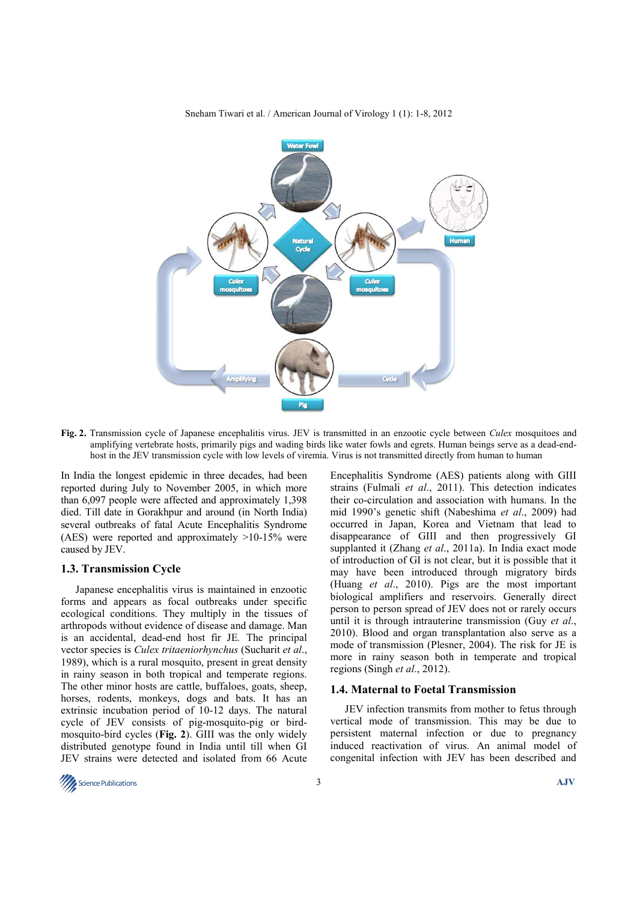**Fig. 2.** Transmission cycle of Japanese encephalitis virus. JEV is transmitted in an enzootic cycle between *Culex* mosquitoes and amplifying vertebrate hosts, primarily pigs and wading birds like water fowls and egrets. Human beings serve as a dead-end-host in the JEV transmission cycle with low levels of viremia. Virus is not transmitted directly from human to human

In India the longest epidemic in three decades, had been reported during July to November 2005, in which more than 6,097 people were affected and approximately 1,398 died. Till date in Gorakhpur and around (in North India) several outbreaks of fatal Acute Encephalitis Syndrome (AES) were reported and approximately >10-15% were caused by JEV.

### 1.3. Transmission Cycle

Japanese encephalitis virus is maintained in enzootic forms and appears as focal outbreaks under specific ecological conditions. They multiply in the tissues of arthropods without evidence of disease and damage. Man is an accidental, dead-end host fir JE. The principal vector species is *Culex tritaeniorhynchus* (Sucharit *et al*., 1989), which is a rural mosquito, present in great density in rainy season in both tropical and temperate regions. The other minor hosts are cattle, buffaloes, goats, sheep, horses, rodents, monkeys, dogs and bats. It has an extrinsic incubation period of 10-12 days. The natural cycle of JEV consists of pig-mosquito-pig or bird-mosquito-bird cycles (**Fig. 2**). GIII was the only widely distributed genotype found in India until till when GI JEV strains were detected and isolated from 66 Acute Encephalitis Syndrome (AES) patients along with GIII strains (Fulmali *et al*., 2011). This detection indicates their co-circulation and association with humans. In the mid 1990's genetic shift (Nabeshima *et al*., 2009) had occurred in Japan, Korea and Vietnam that lead to disappearance of GIII and then progressively GI supplanted it (Zhang *et al*., 2011a). In India exact mode of introduction of GI is not clear, but it is possible that it may have been introduced through migratory birds (Huang *et al*., 2010). Pigs are the most important biological amplifiers and reservoirs. Generally direct person to person spread of JEV does not or rarely occurs until it is through intrauterine transmission (Guy *et al*., 2010). Blood and organ transplantation also serve as a mode of transmission (Plesner, 2004). The risk for JE is more in rainy season both in temperate and tropical regions (Singh *et al*., 2012).

### 1.4. Maternal to Foetal Transmission

JEV infection transmits from mother to fetus through vertical mode of transmission. This may be due to persistent maternal infection or due to pregnancy induced reactivation of virus. An animal model of congenital infection with JEV has been described and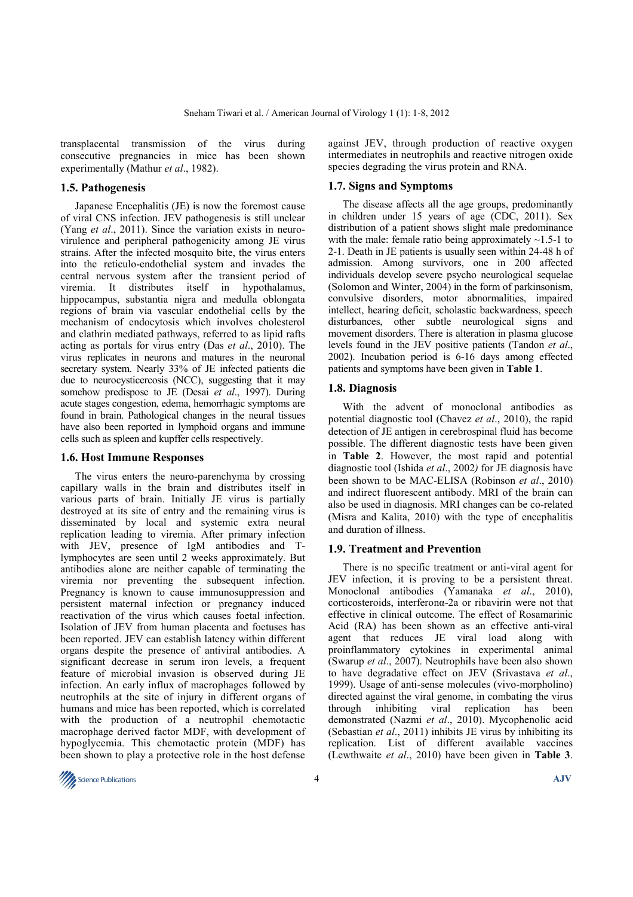transplacental transmission of the virus during consecutive pregnancies in mice has been shown experimentally (Mathur *et al*., 1982).

### 1.5. Pathogenesis

Japanese Encephalitis (JE) is now the foremost cause of viral CNS infection. JEV pathogenesis is still unclear (Yang *et al*., 2011). Since the variation exists in neuro-virulence and peripheral pathogenicity among JE virus strains. After the infected mosquito bite, the virus enters into the reticulo-endothelial system and invades the central nervous system after the transient period of viremia. It distributes itself in hypothalamus, hippocampus, substantia nigra and medulla oblongata regions of brain via vascular endothelial cells by the mechanism of endocytosis which involves cholesterol and clathrin mediated pathways, referred to as lipid rafts acting as portals for virus entry (Das *et al*., 2010). The virus replicates in neurons and matures in the neuronal secretary system. Nearly 33% of JE infected patients die due to neurocysticercosis (NCC), suggesting that it may somehow predispose to JE (Desai *et al*., 1997). During acute stages congestion, edema, hemorrhagic symptoms are found in brain. Pathological changes in the neural tissues have also been reported in lymphoid organs and immune cells such as spleen and kupffer cells respectively.

### 1.6. Host Immune Responses

The virus enters the neuro-parenchyma by crossing capillary walls in the brain and distributes itself in various parts of brain. Initially JE virus is partially destroyed at its site of entry and the remaining virus is disseminated by local and systemic extra neural replication leading to viremia. After primary infection with JEV, presence of IgM antibodies and T-lymphocytes are seen until 2 weeks approximately. But antibodies alone are neither capable of terminating the viremia nor preventing the subsequent infection. Pregnancy is known to cause immunosuppression and persistent maternal infection or pregnancy induced reactivation of the virus which causes foetal infection. Isolation of JEV from human placenta and foetuses has been reported. JEV can establish latency within different organs despite the presence of antiviral antibodies. A significant decrease in serum iron levels, a frequent feature of microbial invasion is observed during JE infection. An early influx of macrophages followed by neutrophils at the site of injury in different organs of humans and mice has been reported, which is correlated with the production of a neutrophil chemotactic macrophage derived factor MDF, with development of hypoglycemia. This chemotactic protein (MDF) has been shown to play a protective role in the host defense against JEV, through production of reactive oxygen intermediates in neutrophils and reactive nitrogen oxide species degrading the virus protein and RNA.

### 1.7. Signs and Symptoms

The disease affects all the age groups, predominantly in children under 15 years of age (CDC, 2011). Sex distribution of a patient shows slight male predominance with the male: female ratio being approximately ~1.5-1 to 2-1. Death in JE patients is usually seen within 24-48 h of admission. Among survivors, one in 200 affected individuals develop severe psycho neurological sequelae (Solomon and Winter, 2004) in the form of parkinsonism, convulsive disorders, motor abnormalities, impaired intellect, hearing deficit, scholastic backwardness, speech disturbances, other subtle neurological signs and movement disorders. There is alteration in plasma glucose levels found in the JEV positive patients (Tandon *et al*., 2002). Incubation period is 6-16 days among effected patients and symptoms have been given in **Table 1**.

### 1.8. Diagnosis

With the advent of monoclonal antibodies as potential diagnostic tool (Chavez *et al*., 2010), the rapid detection of JE antigen in cerebrospinal fluid has become possible. The different diagnostic tests have been given in **Table 2**. However, the most rapid and potential diagnostic tool (Ishida *et al*., 2002*)* for JE diagnosis have been shown to be MAC-ELISA (Robinson *et al*., 2010) and indirect fluorescent antibody. MRI of the brain can also be used in diagnosis. MRI changes can be co-related (Misra and Kalita, 2010) with the type of encephalitis and duration of illness.

### 1.9. Treatment and Prevention

There is no specific treatment or anti-viral agent for JEV infection, it is proving to be a persistent threat. Monoclonal antibodies (Yamanaka *et al*., 2010), corticosteroids, interferonα-2a or ribavirin were not that effective in clinical outcome. The effect of Rosamarinic Acid (RA) has been shown as an effective anti-viral agent that reduces JE viral load along with proinflammatory cytokines in experimental animal (Swarup *et al*., 2007). Neutrophils have been also shown to have degradative effect on JEV (Srivastava *et al*., 1999). Usage of anti-sense molecules (vivo-morpholino) directed against the viral genome, in combating the virus through inhibiting viral replication has been demonstrated (Nazmi *et al*., 2010). Mycophenolic acid (Sebastian *et al*., 2011) inhibits JE virus by inhibiting its replication. List of different available vaccines (Lewthwaite *et al*., 2010) have been given in **Table 3**.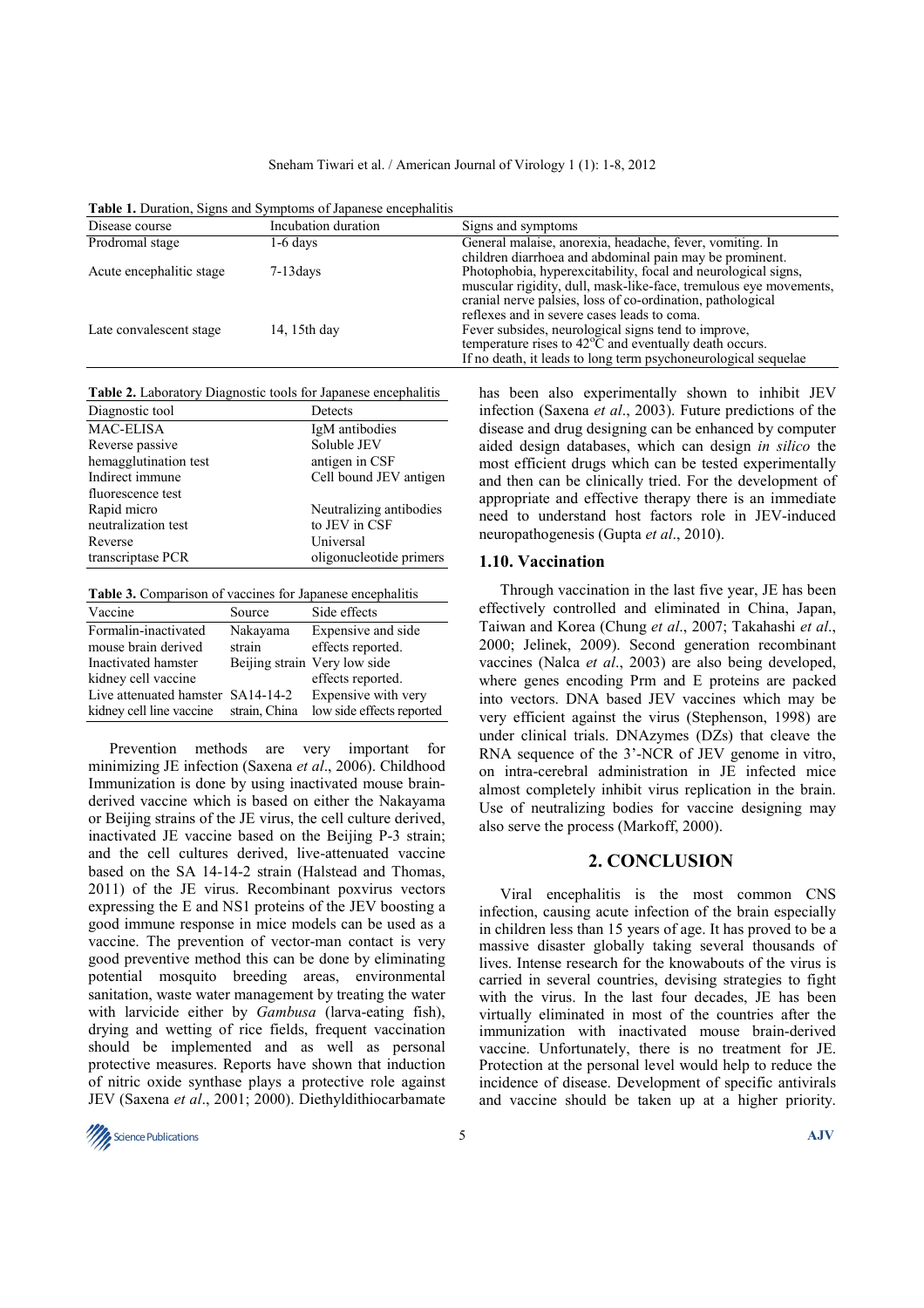**Table 1.** Duration, Signs and Symptoms of Japanese encephalitis

| Disease course | Incubation duration | Signs and symptoms |
|---|---|---|
| Prodromal stage | 1-6 days | General malaise, anorexia, headache, fever, vomiting. In children diarrhoea and abdominal pain may be prominent. |
| Acute encephalitic stage | 7-13days | Photophobia, hyperexcitability, focal and neurological signs, muscular rigidity, dull, mask-like-face, tremulous eye movements, cranial nerve palsies, loss of co-ordination, pathological reflexes and in severe cases leads to coma. |
| Late convalescent stage | 14, 15th day | Fever subsides, neurological signs tend to improve, temperature rises to 42°C and eventually death occurs. If no death, it leads to long term psychoneurological sequelae |

**Table 2.** Laboratory Diagnostic tools for Japanese encephalitis

| Diagnostic tool | Detects |
|---|---|
| MAC-ELISA | IgM antibodies |
| Reverse passive hemagglutination test | Soluble JEV antigen in CSF |
| Indirect immune fluorescence test | Cell bound JEV antigen |
| Rapid micro neutralization test | Neutralizing antibodies to JEV in CSF |
| Reverse transcriptase PCR | Universal oligonucleotide primers |

**Table 3.** Comparison of vaccines for Japanese encephalitis

| Vaccine | Source | Side effects |
|---|---|---|
| Formalin-inactivated mouse brain derived | Nakayama strain | Expensive and side effects reported. |
| Inactivated hamster kidney cell vaccine | Beijing strain | Very low side effects reported. |
| Live attenuated hamster kidney cell line vaccine | SA14-14-2 strain, China | Expensive with very low side effects reported |

Prevention methods are very important for minimizing JE infection (Saxena *et al*., 2006). Childhood Immunization is done by using inactivated mouse brain-derived vaccine which is based on either the Nakayama or Beijing strains of the JE virus, the cell culture derived, inactivated JE vaccine based on the Beijing P-3 strain; and the cell cultures derived, live-attenuated vaccine based on the SA 14-14-2 strain (Halstead and Thomas, 2011) of the JE virus. Recombinant poxvirus vectors expressing the E and NS1 proteins of the JEV boosting a good immune response in mice models can be used as a vaccine. The prevention of vector-man contact is very good preventive method this can be done by eliminating potential mosquito breeding areas, environmental sanitation, waste water management by treating the water with larvicide either by *Gambusa* (larva-eating fish), drying and wetting of rice fields, frequent vaccination should be implemented and as well as personal protective measures. Reports have shown that induction of nitric oxide synthase plays a protective role against JEV (Saxena *et al*., 2001; 2000). Diethyldithiocarbamate has been also experimentally shown to inhibit JEV infection (Saxena *et al*., 2003). Future predictions of the disease and drug designing can be enhanced by computer aided design databases, which can design *in silico* the most efficient drugs which can be tested experimentally and then can be clinically tried. For the development of appropriate and effective therapy there is an immediate need to understand host factors role in JEV-induced neuropathogenesis (Gupta *et al*., 2010).

### 1.10. Vaccination

Through vaccination in the last five year, JE has been effectively controlled and eliminated in China, Japan, Taiwan and Korea (Chung *et al*., 2007; Takahashi *et al*., 2000; Jelinek, 2009). Second generation recombinant vaccines (Nalca *et al*., 2003) are also being developed, where genes encoding Prm and E proteins are packed into vectors. DNA based JEV vaccines which may be very efficient against the virus (Stephenson, 1998) are under clinical trials. DNAzymes (DZs) that cleave the RNA sequence of the 3'-NCR of JEV genome in vitro, on intra-cerebral administration in JE infected mice almost completely inhibit virus replication in the brain. Use of neutralizing bodies for vaccine designing may also serve the process (Markoff, 2000).

## 2. CONCLUSION

Viral encephalitis is the most common CNS infection, causing acute infection of the brain especially in children less than 15 years of age. It has proved to be a massive disaster globally taking several thousands of lives. Intense research for the knowabouts of the virus is carried in several countries, devising strategies to fight with the virus. In the last four decades, JE has been virtually eliminated in most of the countries after the immunization with inactivated mouse brain-derived vaccine. Unfortunately, there is no treatment for JE. Protection at the personal level would help to reduce the incidence of disease. Development of specific antivirals and vaccine should be taken up at a higher priority.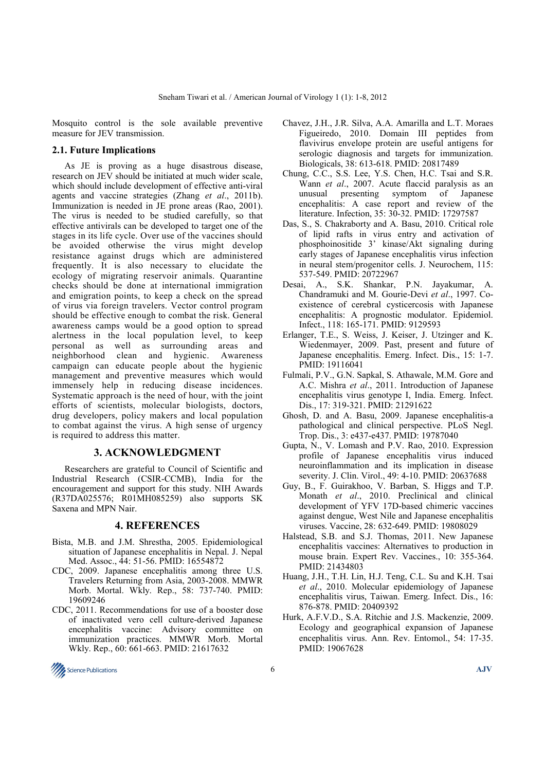Mosquito control is the sole available preventive measure for JEV transmission.

### 2.1. Future Implications

As JE is proving as a huge disastrous disease, research on JEV should be initiated at much wider scale, which should include development of effective anti-viral agents and vaccine strategies (Zhang *et al*., 2011b). Immunization is needed in JE prone areas (Rao, 2001). The virus is needed to be studied carefully, so that effective antivirals can be developed to target one of the stages in its life cycle. Over use of the vaccines should be avoided otherwise the virus might develop resistance against drugs which are administered frequently. It is also necessary to elucidate the ecology of migrating reservoir animals. Quarantine checks should be done at international immigration and emigration points, to keep a check on the spread of virus via foreign travelers. Vector control program should be effective enough to combat the risk. General awareness camps would be a good option to spread alertness in the local population level, to keep personal as well as surrounding areas and neighborhood clean and hygienic. Awareness campaign can educate people about the hygienic management and preventive measures which would immensely help in reducing disease incidences. Systematic approach is the need of hour, with the joint efforts of scientists, molecular biologists, doctors, drug developers, policy makers and local population to combat against the virus. A high sense of urgency is required to address this matter.

## 3. ACKNOWLEDGMENT

Researchers are grateful to Council of Scientific and Industrial Research (CSIR-CCMB), India for the encouragement and support for this study. NIH Awards (R37DA025576; R01MH085259) also supports SK Saxena and MPN Nair.

## 4. REFERENCES

Bista, M.B. and J.M. Shrestha, 2005. Epidemiological situation of Japanese encephalitis in Nepal. J. Nepal Med. Assoc., 44: 51-56. PMID: 16554872

CDC, 2009. Japanese encephalitis among three U.S. Travelers Returning from Asia, 2003-2008. MMWR Morb. Mortal. Wkly. Rep., 58: 737-740. PMID: 19609246

CDC, 2011. Recommendations for use of a booster dose of inactivated vero cell culture-derived Japanese encephalitis vaccine: Advisory committee on immunization practices. MMWR Morb. Mortal Wkly. Rep., 60: 661-663. PMID: 21617632

Chavez, J.H., J.R. Silva, A.A. Amarilla and L.T. Moraes Figueiredo, 2010. Domain III peptides from flavivirus envelope protein are useful antigens for serologic diagnosis and targets for immunization. Biologicals, 38: 613-618. PMID: 20817489

Chung, C.C., S.S. Lee, Y.S. Chen, H.C. Tsai and S.R. Wann *et al*., 2007. Acute flaccid paralysis as an unusual presenting symptom of Japanese encephalitis: A case report and review of the literature. Infection, 35: 30-32. PMID: 17297587

Das, S., S. Chakraborty and A. Basu, 2010. Critical role of lipid rafts in virus entry and activation of phosphoinositide 3' kinase/Akt signaling during early stages of Japanese encephalitis virus infection in neural stem/progenitor cells. J. Neurochem, 115: 537-549. PMID: 20722967

Desai, A., S.K. Shankar, P.N. Jayakumar, A. Chandramuki and M. Gourie-Devi *et al*., 1997. Co-existence of cerebral cysticercosis with Japanese encephalitis: A prognostic modulator. Epidemiol. Infect., 118: 165-171. PMID: 9129593

Erlanger, T.E., S. Weiss, J. Keiser, J. Utzinger and K. Wiedenmayer, 2009. Past, present and future of Japanese encephalitis. Emerg. Infect. Dis., 15: 1-7. PMID: 19116041

Fulmali, P.V., G.N. Sapkal, S. Athawale, M.M. Gore and A.C. Mishra *et al*., 2011. Introduction of Japanese encephalitis virus genotype I, India. Emerg. Infect. Dis., 17: 319-321. PMID: 21291622

Ghosh, D. and A. Basu, 2009. Japanese encephalitis-a pathological and clinical perspective. PLoS Negl. Trop. Dis., 3: e437-e437. PMID: 19787040

Gupta, N., V. Lomash and P.V. Rao, 2010. Expression profile of Japanese encephalitis virus induced neuroinflammation and its implication in disease severity. J. Clin. Virol., 49: 4-10. PMID: 20637688

Guy, B., F. Guirakhoo, V. Barban, S. Higgs and T.P. Monath *et al*., 2010. Preclinical and clinical development of YFV 17D-based chimeric vaccines against dengue, West Nile and Japanese encephalitis viruses. Vaccine, 28: 632-649. PMID: 19808029

Halstead, S.B. and S.J. Thomas, 2011. New Japanese encephalitis vaccines: Alternatives to production in mouse brain. Expert Rev. Vaccines., 10: 355-364. PMID: 21434803

Huang, J.H., T.H. Lin, H.J. Teng, C.L. Su and K.H. Tsai *et al*., 2010. Molecular epidemiology of Japanese encephalitis virus, Taiwan. Emerg. Infect. Dis., 16: 876-878. PMID: 20409392

Hurk, A.F.V.D., S.A. Ritchie and J.S. Mackenzie, 2009. Ecology and geographical expansion of Japanese encephalitis virus. Ann. Rev. Entomol., 54: 17-35. PMID: 19067628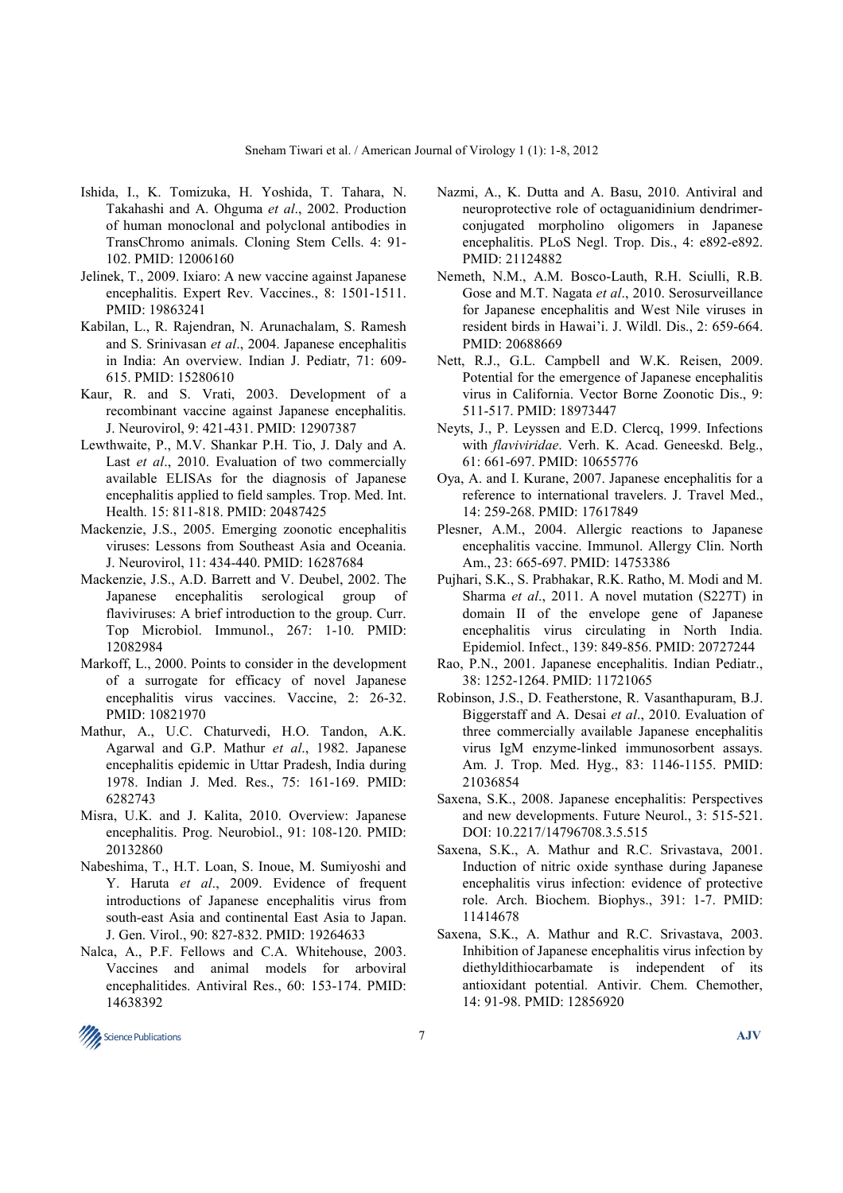Ishida, I., K. Tomizuka, H. Yoshida, T. Tahara, N. Takahashi and A. Ohguma *et al*., 2002. Production of human monoclonal and polyclonal antibodies in TransChromo animals. Cloning Stem Cells. 4: 91-102. PMID: 12006160

Jelinek, T., 2009. Ixiaro: A new vaccine against Japanese encephalitis. Expert Rev. Vaccines., 8: 1501-1511. PMID: 19863241

Kabilan, L., R. Rajendran, N. Arunachalam, S. Ramesh and S. Srinivasan *et al*., 2004. Japanese encephalitis in India: An overview. Indian J. Pediatr, 71: 609-615. PMID: 15280610

Kaur, R. and S. Vrati, 2003. Development of a recombinant vaccine against Japanese encephalitis. J. Neurovirol, 9: 421-431. PMID: 12907387

Lewthwaite, P., M.V. Shankar P.H. Tio, J. Daly and A. Last *et al*., 2010. Evaluation of two commercially available ELISAs for the diagnosis of Japanese encephalitis applied to field samples. Trop. Med. Int. Health. 15: 811-818. PMID: 20487425

Mackenzie, J.S., 2005. Emerging zoonotic encephalitis viruses: Lessons from Southeast Asia and Oceania. J. Neurovirol, 11: 434-440. PMID: 16287684

Mackenzie, J.S., A.D. Barrett and V. Deubel, 2002. The Japanese encephalitis serological group of flaviviruses: A brief introduction to the group. Curr. Top Microbiol. Immunol., 267: 1-10. PMID: 12082984

Markoff, L., 2000. Points to consider in the development of a surrogate for efficacy of novel Japanese encephalitis virus vaccines. Vaccine, 2: 26-32. PMID: 10821970

Mathur, A., U.C. Chaturvedi, H.O. Tandon, A.K. Agarwal and G.P. Mathur *et al*., 1982. Japanese encephalitis epidemic in Uttar Pradesh, India during 1978. Indian J. Med. Res., 75: 161-169. PMID: 6282743

Misra, U.K. and J. Kalita, 2010. Overview: Japanese encephalitis. Prog. Neurobiol., 91: 108-120. PMID: 20132860

Nabeshima, T., H.T. Loan, S. Inoue, M. Sumiyoshi and Y. Haruta *et al*., 2009. Evidence of frequent introductions of Japanese encephalitis virus from south-east Asia and continental East Asia to Japan. J. Gen. Virol., 90: 827-832. PMID: 19264633

Nalca, A., P.F. Fellows and C.A. Whitehouse, 2003. Vaccines and animal models for arboviral encephalitides. Antiviral Res., 60: 153-174. PMID: 14638392

Nazmi, A., K. Dutta and A. Basu, 2010. Antiviral and neuroprotective role of octaguanidinium dendrimer-conjugated morpholino oligomers in Japanese encephalitis. PLoS Negl. Trop. Dis., 4: e892-e892. PMID: 21124882

Nemeth, N.M., A.M. Bosco-Lauth, R.H. Sciulli, R.B. Gose and M.T. Nagata *et al*., 2010. Serosurveillance for Japanese encephalitis and West Nile viruses in resident birds in Hawai'i. J. Wildl. Dis., 2: 659-664. PMID: 20688669

Nett, R.J., G.L. Campbell and W.K. Reisen, 2009. Potential for the emergence of Japanese encephalitis virus in California. Vector Borne Zoonotic Dis., 9: 511-517. PMID: 18973447

Neyts, J., P. Leyssen and E.D. Clercq, 1999. Infections with *flaviviridae*. Verh. K. Acad. Geneeskd. Belg., 61: 661-697. PMID: 10655776

Oya, A. and I. Kurane, 2007. Japanese encephalitis for a reference to international travelers. J. Travel Med., 14: 259-268. PMID: 17617849

Plesner, A.M., 2004. Allergic reactions to Japanese encephalitis vaccine. Immunol. Allergy Clin. North Am., 23: 665-697. PMID: 14753386

Pujhari, S.K., S. Prabhakar, R.K. Ratho, M. Modi and M. Sharma *et al*., 2011. A novel mutation (S227T) in domain II of the envelope gene of Japanese encephalitis virus circulating in North India. Epidemiol. Infect., 139: 849-856. PMID: 20727244

Rao, P.N., 2001. Japanese encephalitis. Indian Pediatr., 38: 1252-1264. PMID: 11721065

Robinson, J.S., D. Featherstone, R. Vasanthapuram, B.J. Biggerstaff and A. Desai *et al*., 2010. Evaluation of three commercially available Japanese encephalitis virus IgM enzyme-linked immunosorbent assays. Am. J. Trop. Med. Hyg., 83: 1146-1155. PMID: 21036854

Saxena, S.K., 2008. Japanese encephalitis: Perspectives and new developments. Future Neurol., 3: 515-521. DOI: 10.2217/14796708.3.5.515

Saxena, S.K., A. Mathur and R.C. Srivastava, 2001. Induction of nitric oxide synthase during Japanese encephalitis virus infection: evidence of protective role. Arch. Biochem. Biophys., 391: 1-7. PMID: 11414678

Saxena, S.K., A. Mathur and R.C. Srivastava, 2003. Inhibition of Japanese encephalitis virus infection by diethyldithiocarbamate is independent of its antioxidant potential. Antivir. Chem. Chemother, 14: 91-98. PMID: 12856920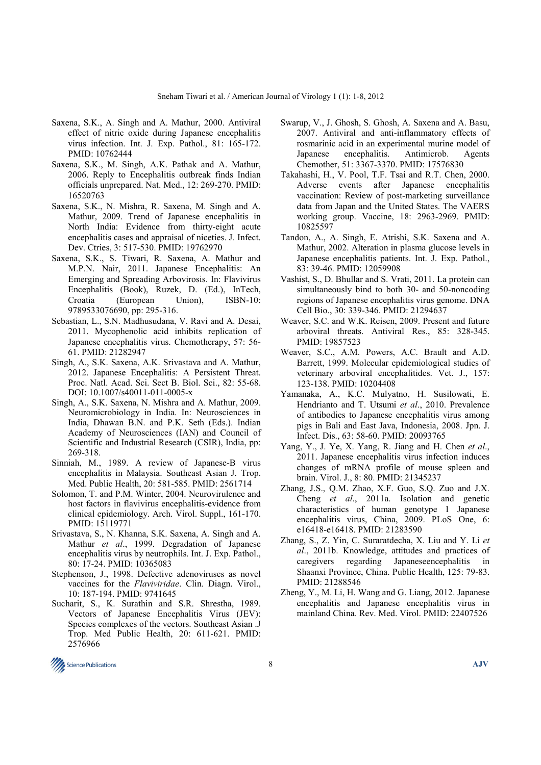Saxena, S.K., A. Singh and A. Mathur, 2000. Antiviral effect of nitric oxide during Japanese encephalitis virus infection. Int. J. Exp. Pathol., 81: 165-172. PMID: 10762444

Saxena, S.K., M. Singh, A.K. Pathak and A. Mathur, 2006. Reply to Encephalitis outbreak finds Indian officials unprepared. Nat. Med., 12: 269-270. PMID: 16520763

Saxena, S.K., N. Mishra, R. Saxena, M. Singh and A. Mathur, 2009. Trend of Japanese encephalitis in North India: Evidence from thirty-eight acute encephalitis cases and appraisal of niceties. J. Infect. Dev. Ctries, 3: 517-530. PMID: 19762970

Saxena, S.K., S. Tiwari, R. Saxena, A. Mathur and M.P.N. Nair, 2011. Japanese Encephalitis: An Emerging and Spreading Arbovirosis. In: Flavivirus Encephalitis (Book), Ruzek, D. (Ed.), InTech, Croatia (European Union), ISBN-10: 9789533076690, pp: 295-316.

Sebastian, L., S.N. Madhusudana, V. Ravi and A. Desai, 2011. Mycophenolic acid inhibits replication of Japanese encephalitis virus. Chemotherapy, 57: 56-61. PMID: 21282947

Singh, A., S.K. Saxena, A.K. Srivastava and A. Mathur, 2012. Japanese Encephalitis: A Persistent Threat. Proc. Natl. Acad. Sci. Sect B. Biol. Sci., 82: 55-68. DOI: 10.1007/s40011-011-0005-x

Singh, A., S.K. Saxena, N. Mishra and A. Mathur, 2009. Neuromicrobiology in India. In: Neurosciences in India, Dhawan B.N. and P.K. Seth (Eds.). Indian Academy of Neurosciences (IAN) and Council of Scientific and Industrial Research (CSIR), India, pp: 269-318.

Sinniah, M., 1989. A review of Japanese-B virus encephalitis in Malaysia. Southeast Asian J. Trop. Med. Public Health, 20: 581-585. PMID: 2561714

Solomon, T. and P.M. Winter, 2004. Neurovirulence and host factors in flavivirus encephalitis-evidence from clinical epidemiology. Arch. Virol. Suppl., 161-170. PMID: 15119771

Srivastava, S., N. Khanna, S.K. Saxena, A. Singh and A. Mathur *et al*., 1999. Degradation of Japanese encephalitis virus by neutrophils. Int. J. Exp. Pathol., 80: 17-24. PMID: 10365083

Stephenson, J., 1998. Defective adenoviruses as novel vaccines for the *Flaviviridae*. Clin. Diagn. Virol., 10: 187-194. PMID: 9741645

Sucharit, S., K. Surathin and S.R. Shrestha, 1989. Vectors of Japanese Encephalitis Virus (JEV): Species complexes of the vectors. Southeast Asian .J Trop. Med Public Health, 20: 611-621. PMID: 2576966

Swarup, V., J. Ghosh, S. Ghosh, A. Saxena and A. Basu, 2007. Antiviral and anti-inflammatory effects of rosmarinic acid in an experimental murine model of Japanese encephalitis. Antimicrob. Agents Chemother, 51: 3367-3370. PMID: 17576830

Takahashi, H., V. Pool, T.F. Tsai and R.T. Chen, 2000. Adverse events after Japanese encephalitis vaccination: Review of post-marketing surveillance data from Japan and the United States. The VAERS working group. Vaccine, 18: 2963-2969. PMID: 10825597

Tandon, A., A. Singh, E. Atrishi, S.K. Saxena and A. Mathur, 2002. Alteration in plasma glucose levels in Japanese encephalitis patients. Int. J. Exp. Pathol., 83: 39-46. PMID: 12059908

Vashist, S., D. Bhullar and S. Vrati, 2011. La protein can simultaneously bind to both 30- and 50-noncoding regions of Japanese encephalitis virus genome. DNA Cell Bio., 30: 339-346. PMID: 21294637

Weaver, S.C. and W.K. Reisen, 2009. Present and future arboviral threats. Antiviral Res., 85: 328-345. PMID: 19857523

Weaver, S.C., A.M. Powers, A.C. Brault and A.D. Barrett, 1999. Molecular epidemiological studies of veterinary arboviral encephalitides. Vet. J., 157: 123-138. PMID: 10204408

Yamanaka, A., K.C. Mulyatno, H. Susilowati, E. Hendrianto and T. Utsumi *et al*., 2010. Prevalence of antibodies to Japanese encephalitis virus among pigs in Bali and East Java, Indonesia, 2008. Jpn. J. Infect. Dis., 63: 58-60. PMID: 20093765

Yang, Y., J. Ye, X. Yang, R. Jiang and H. Chen *et al*., 2011. Japanese encephalitis virus infection induces changes of mRNA profile of mouse spleen and brain. Virol. J., 8: 80. PMID: 21345237

Zhang, J.S., Q.M. Zhao, X.F. Guo, S.Q. Zuo and J.X. Cheng *et al*., 2011a. Isolation and genetic characteristics of human genotype 1 Japanese encephalitis virus, China, 2009. PLoS One, 6: e16418-e16418. PMID: 21283590

Zhang, S., Z. Yin, C. Suraratdecha, X. Liu and Y. Li *et al*., 2011b. Knowledge, attitudes and practices of caregivers regarding Japaneseencephalitis in Shaanxi Province, China. Public Health, 125: 79-83. PMID: 21288546

Zheng, Y., M. Li, H. Wang and G. Liang, 2012. Japanese encephalitis and Japanese encephalitis virus in mainland China. Rev. Med. Virol. PMID: 22407526